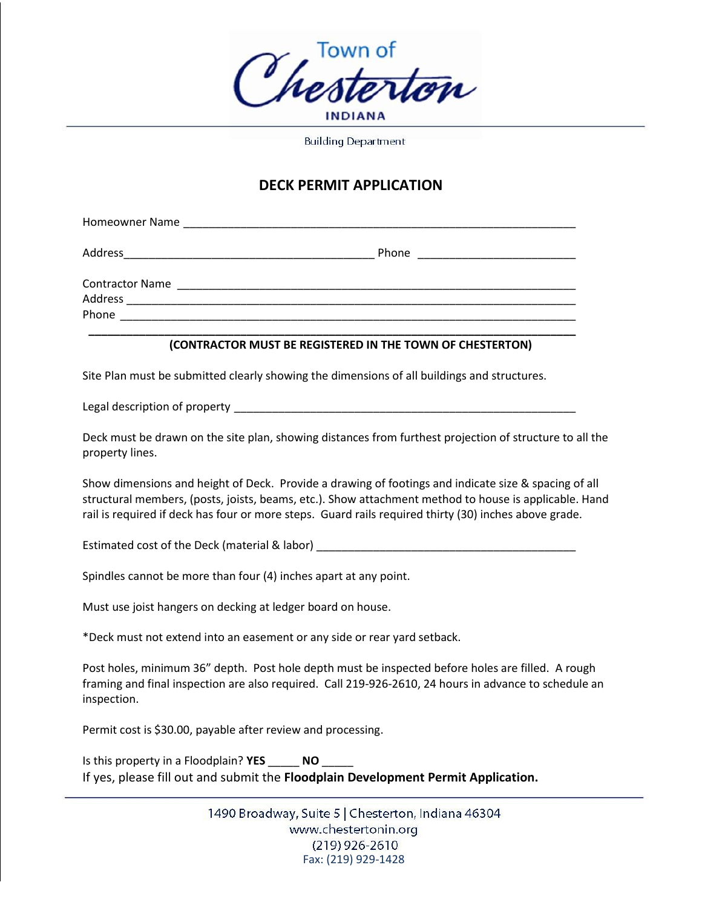Town of Chesterton
INDIANA

Building Department

# DECK PERMIT APPLICATION

Homeowner Name ______________________________________________________________

Address________________________________________ Phone ________________________

Contractor Name _______________________________________________________________
Address _______________________________________________________________________
Phone _________________________________________________________________________

**(CONTRACTOR MUST BE REGISTERED IN THE TOWN OF CHESTERTON)**

Site Plan must be submitted clearly showing the dimensions of all buildings and structures.

Legal description of property ______________________________________________________

Deck must be drawn on the site plan, showing distances from furthest projection of structure to all the property lines.

Show dimensions and height of Deck. Provide a drawing of footings and indicate size & spacing of all structural members, (posts, joists, beams, etc.). Show attachment method to house is applicable. Hand rail is required if deck has four or more steps. Guard rails required thirty (30) inches above grade.

Estimated cost of the Deck (material & labor) ________________________________________

Spindles cannot be more than four (4) inches apart at any point.

Must use joist hangers on decking at ledger board on house.

*Deck must not extend into an easement or any side or rear yard setback.

Post holes, minimum 36" depth. Post hole depth must be inspected before holes are filled. A rough framing and final inspection are also required. Call 219-926-2610, 24 hours in advance to schedule an inspection.

Permit cost is $30.00, payable after review and processing.

Is this property in a Floodplain? **YES** _____ **NO** _____
If yes, please fill out and submit the **Floodplain Development Permit Application.**

1490 Broadway, Suite 5 | Chesterton, Indiana 46304
www.chestertonin.org
(219) 926-2610
Fax: (219) 929-1428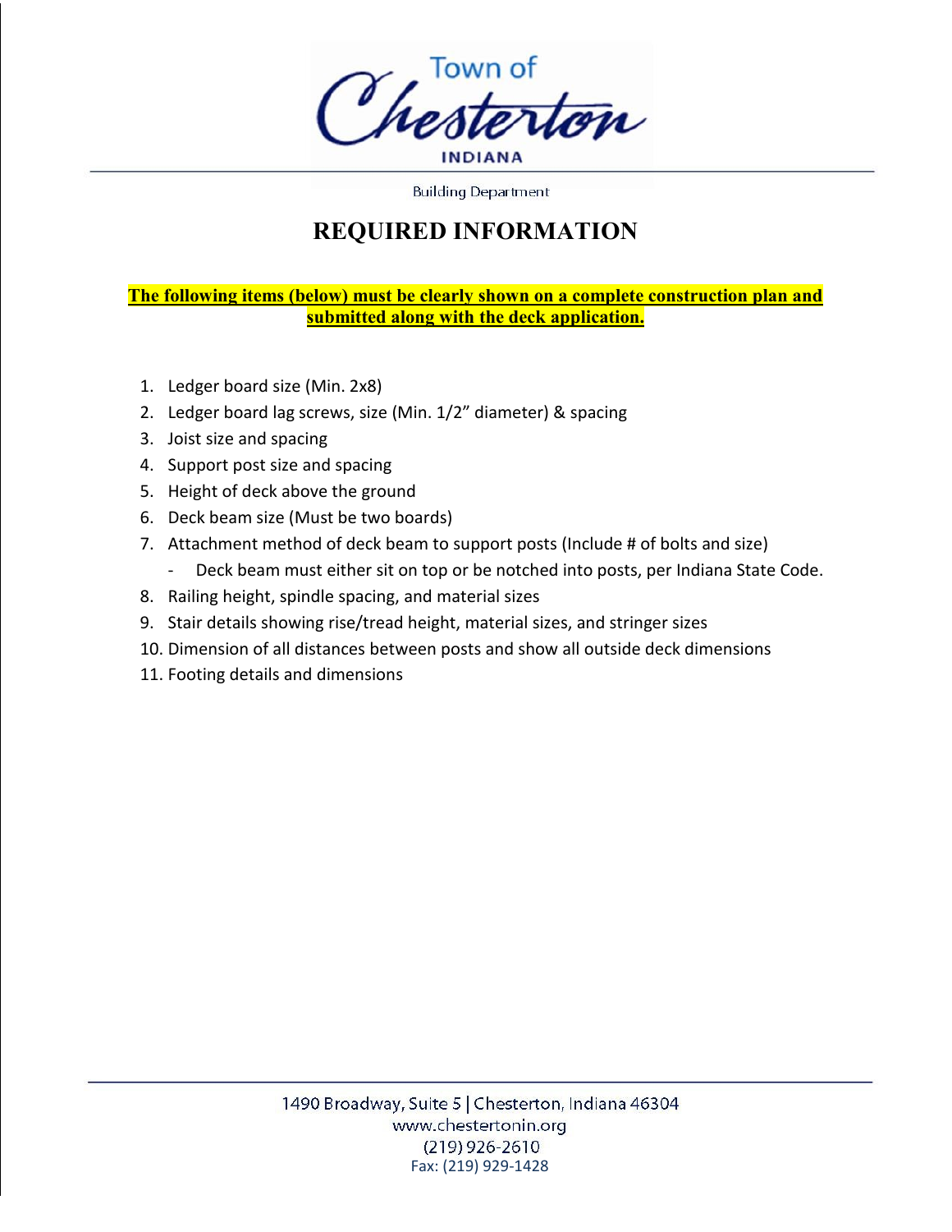Town of Chesterton

INDIANA

Building Department

# REQUIRED INFORMATION

**The following items (below) must be clearly shown on a complete construction plan and submitted along with the deck application.**

1. Ledger board size (Min. 2x8)
2. Ledger board lag screws, size (Min. 1/2" diameter) & spacing
3. Joist size and spacing
4. Support post size and spacing
5. Height of deck above the ground
6. Deck beam size (Must be two boards)
7. Attachment method of deck beam to support posts (Include # of bolts and size)
   - Deck beam must either sit on top or be notched into posts, per Indiana State Code.
8. Railing height, spindle spacing, and material sizes
9. Stair details showing rise/tread height, material sizes, and stringer sizes
10. Dimension of all distances between posts and show all outside deck dimensions
11. Footing details and dimensions

1490 Broadway, Suite 5 | Chesterton, Indiana 46304
www.chestertonin.org
(219) 926-2610
Fax: (219) 929-1428